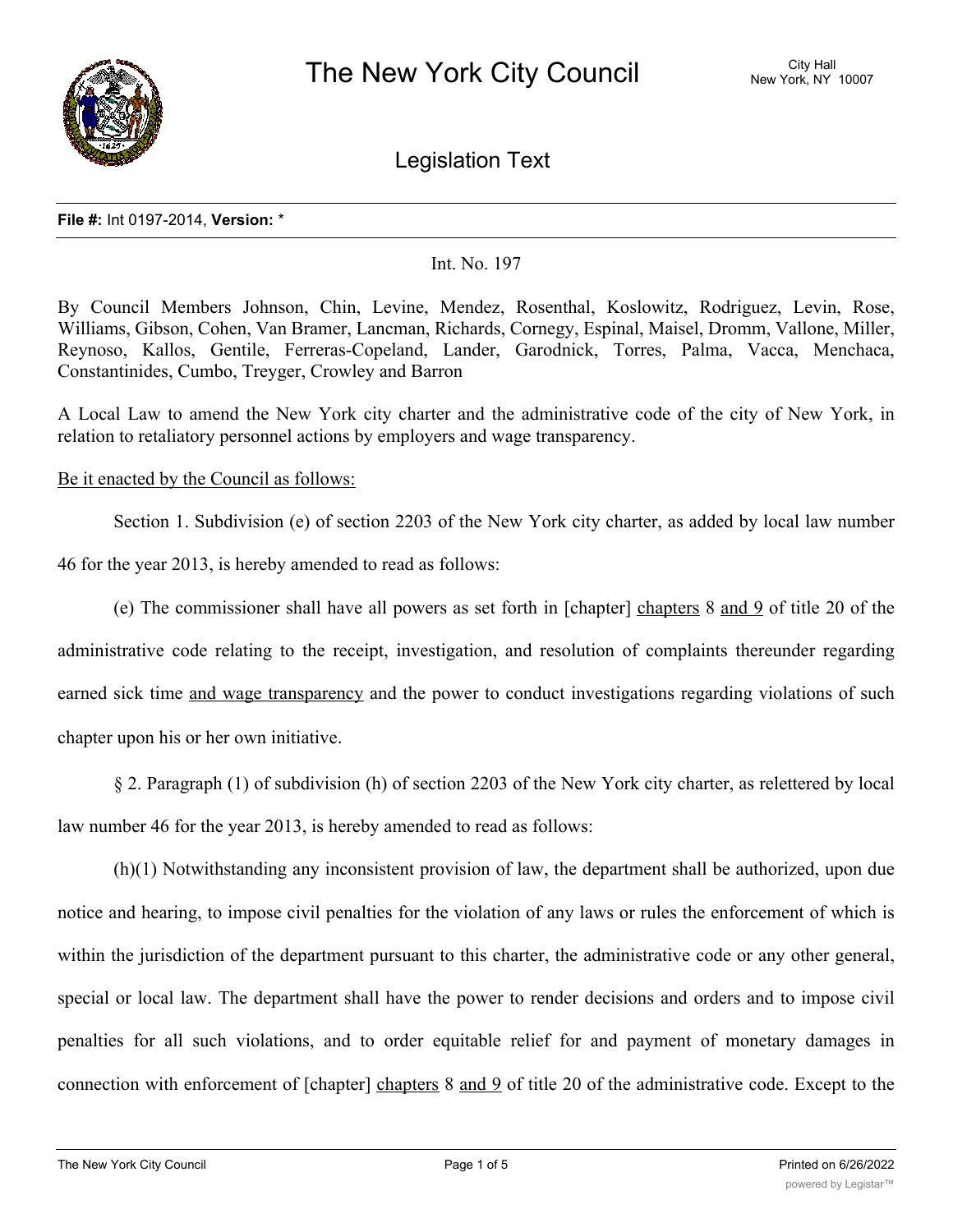# The New York City Council

City Hall
New York, NY 10007

## Legislation Text

**File #:** Int 0197-2014, **Version:** *

Int. No. 197

By Council Members Johnson, Chin, Levine, Mendez, Rosenthal, Koslowitz, Rodriguez, Levin, Rose, Williams, Gibson, Cohen, Van Bramer, Lancman, Richards, Cornegy, Espinal, Maisel, Dromm, Vallone, Miller, Reynoso, Kallos, Gentile, Ferreras-Copeland, Lander, Garodnick, Torres, Palma, Vacca, Menchaca, Constantinides, Cumbo, Treyger, Crowley and Barron

A Local Law to amend the New York city charter and the administrative code of the city of New York, in relation to retaliatory personnel actions by employers and wage transparency.

Be it enacted by the Council as follows:

Section 1. Subdivision (e) of section 2203 of the New York city charter, as added by local law number 46 for the year 2013, is hereby amended to read as follows:

(e) The commissioner shall have all powers as set forth in [chapter] chapters 8 and 9 of title 20 of the administrative code relating to the receipt, investigation, and resolution of complaints thereunder regarding earned sick time and wage transparency and the power to conduct investigations regarding violations of such chapter upon his or her own initiative.

§ 2. Paragraph (1) of subdivision (h) of section 2203 of the New York city charter, as relettered by local law number 46 for the year 2013, is hereby amended to read as follows:

(h)(1) Notwithstanding any inconsistent provision of law, the department shall be authorized, upon due notice and hearing, to impose civil penalties for the violation of any laws or rules the enforcement of which is within the jurisdiction of the department pursuant to this charter, the administrative code or any other general, special or local law. The department shall have the power to render decisions and orders and to impose civil penalties for all such violations, and to order equitable relief for and payment of monetary damages in connection with enforcement of [chapter] chapters 8 and 9 of title 20 of the administrative code. Except to the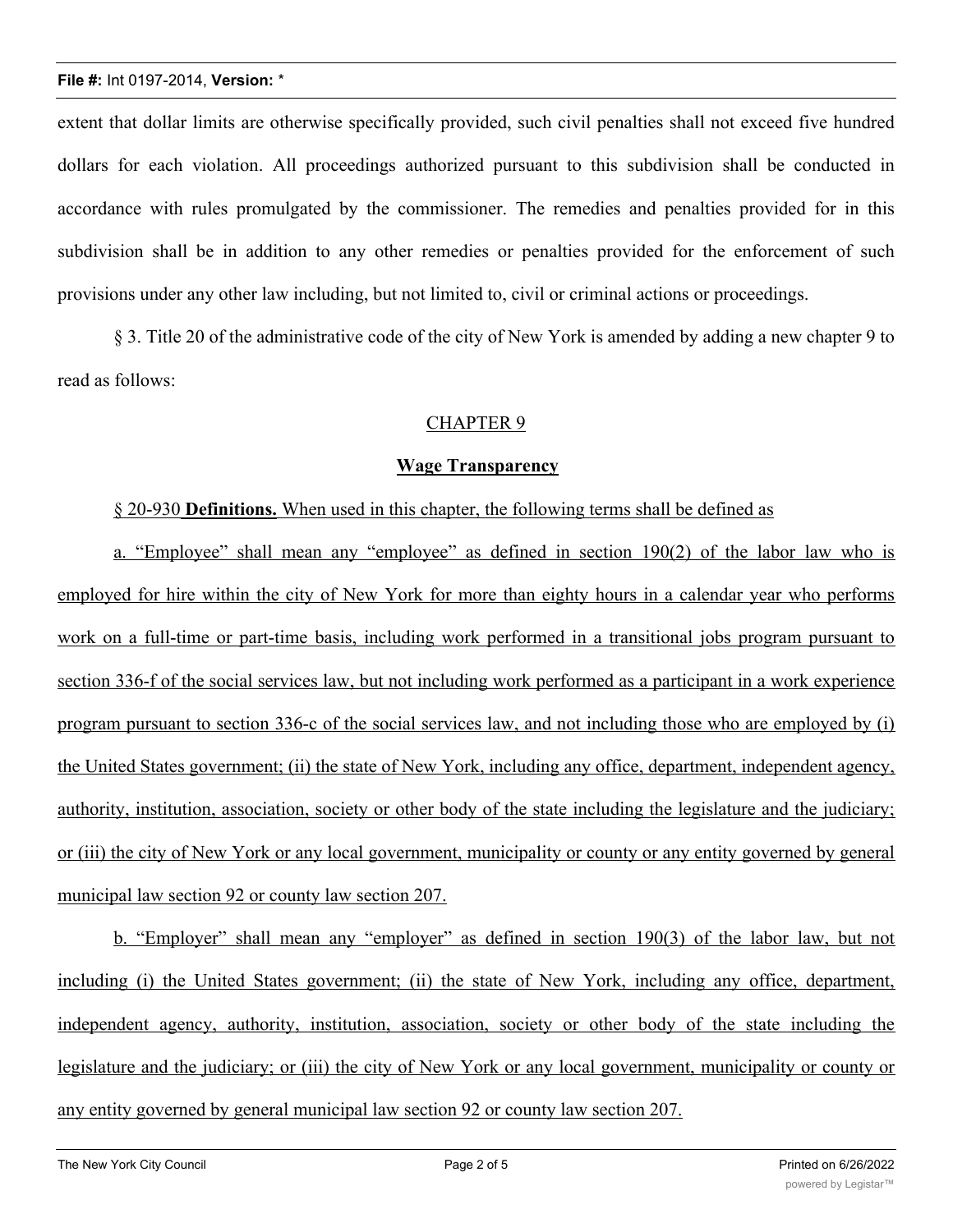extent that dollar limits are otherwise specifically provided, such civil penalties shall not exceed five hundred dollars for each violation. All proceedings authorized pursuant to this subdivision shall be conducted in accordance with rules promulgated by the commissioner. The remedies and penalties provided for in this subdivision shall be in addition to any other remedies or penalties provided for the enforcement of such provisions under any other law including, but not limited to, civil or criminal actions or proceedings.

§ 3. Title 20 of the administrative code of the city of New York is amended by adding a new chapter 9 to read as follows:

CHAPTER 9

**Wage Transparency**

§ 20-930 **Definitions.** When used in this chapter, the following terms shall be defined as

a. "Employee" shall mean any "employee" as defined in section 190(2) of the labor law who is employed for hire within the city of New York for more than eighty hours in a calendar year who performs work on a full-time or part-time basis, including work performed in a transitional jobs program pursuant to section 336-f of the social services law, but not including work performed as a participant in a work experience program pursuant to section 336-c of the social services law, and not including those who are employed by (i) the United States government; (ii) the state of New York, including any office, department, independent agency, authority, institution, association, society or other body of the state including the legislature and the judiciary; or (iii) the city of New York or any local government, municipality or county or any entity governed by general municipal law section 92 or county law section 207.

b. "Employer" shall mean any "employer" as defined in section 190(3) of the labor law, but not including (i) the United States government; (ii) the state of New York, including any office, department, independent agency, authority, institution, association, society or other body of the state including the legislature and the judiciary; or (iii) the city of New York or any local government, municipality or county or any entity governed by general municipal law section 92 or county law section 207.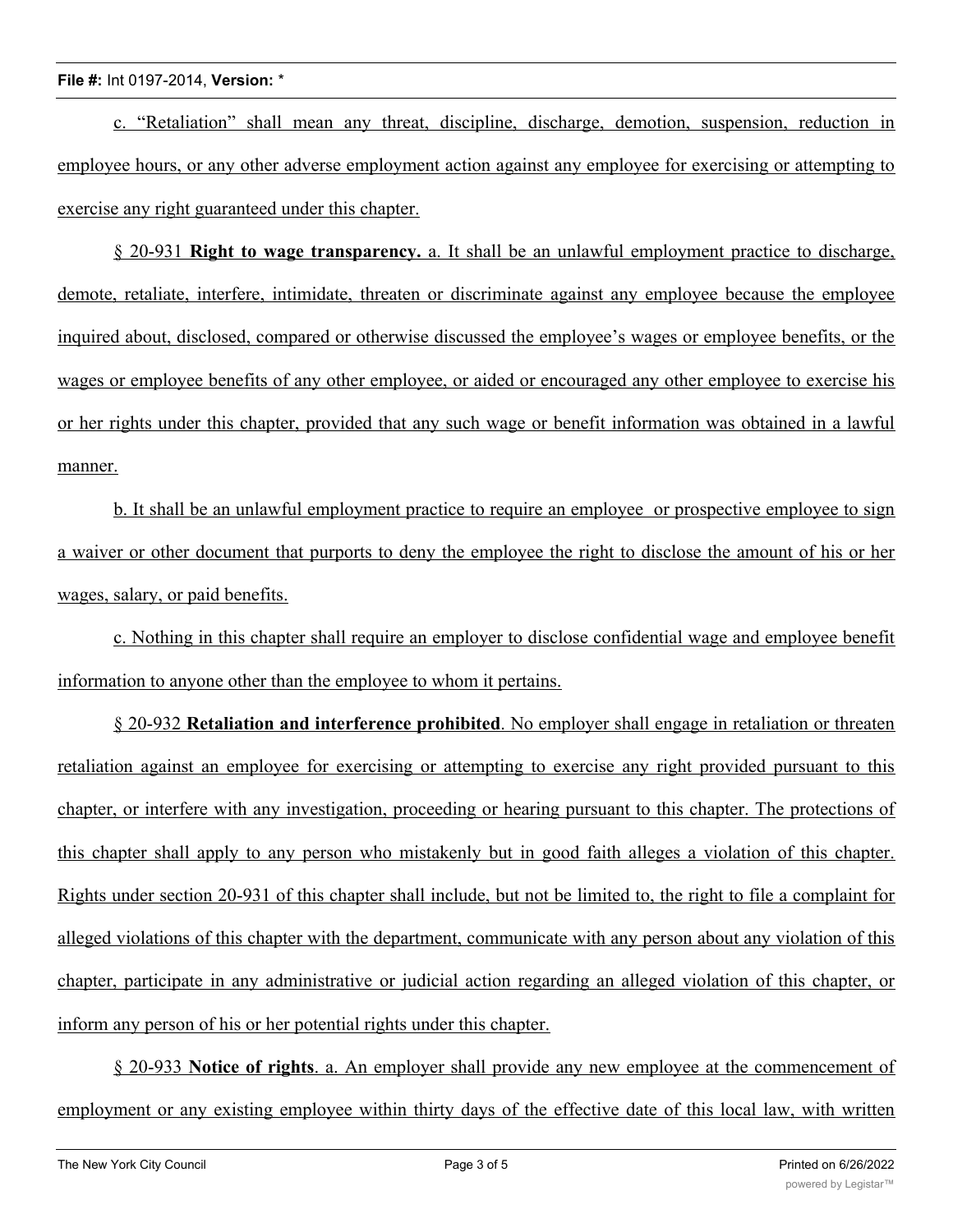c. "Retaliation" shall mean any threat, discipline, discharge, demotion, suspension, reduction in employee hours, or any other adverse employment action against any employee for exercising or attempting to exercise any right guaranteed under this chapter.

§ 20-931 **Right to wage transparency.** a. It shall be an unlawful employment practice to discharge, demote, retaliate, interfere, intimidate, threaten or discriminate against any employee because the employee inquired about, disclosed, compared or otherwise discussed the employee's wages or employee benefits, or the wages or employee benefits of any other employee, or aided or encouraged any other employee to exercise his or her rights under this chapter, provided that any such wage or benefit information was obtained in a lawful manner.

b. It shall be an unlawful employment practice to require an employee or prospective employee to sign a waiver or other document that purports to deny the employee the right to disclose the amount of his or her wages, salary, or paid benefits.

c. Nothing in this chapter shall require an employer to disclose confidential wage and employee benefit information to anyone other than the employee to whom it pertains.

§ 20-932 **Retaliation and interference prohibited**. No employer shall engage in retaliation or threaten retaliation against an employee for exercising or attempting to exercise any right provided pursuant to this chapter, or interfere with any investigation, proceeding or hearing pursuant to this chapter. The protections of this chapter shall apply to any person who mistakenly but in good faith alleges a violation of this chapter. Rights under section 20-931 of this chapter shall include, but not be limited to, the right to file a complaint for alleged violations of this chapter with the department, communicate with any person about any violation of this chapter, participate in any administrative or judicial action regarding an alleged violation of this chapter, or inform any person of his or her potential rights under this chapter.

§ 20-933 **Notice of rights**. a. An employer shall provide any new employee at the commencement of employment or any existing employee within thirty days of the effective date of this local law, with written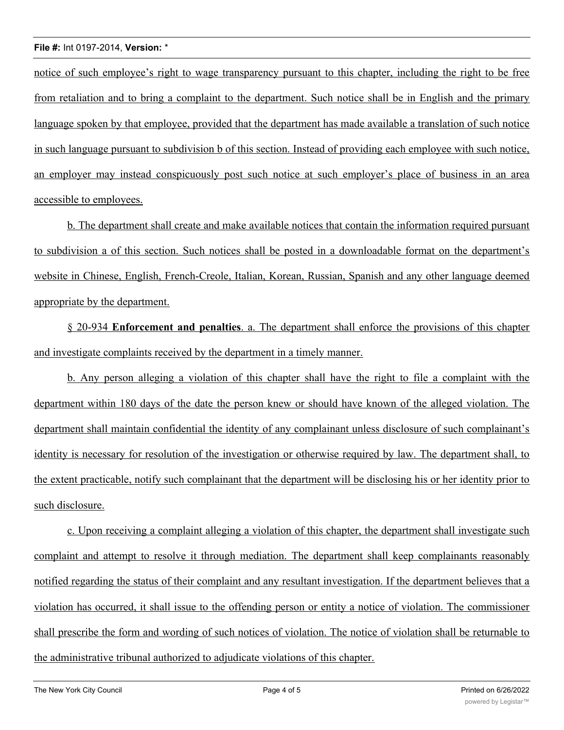notice of such employee's right to wage transparency pursuant to this chapter, including the right to be free from retaliation and to bring a complaint to the department. Such notice shall be in English and the primary language spoken by that employee, provided that the department has made available a translation of such notice in such language pursuant to subdivision b of this section. Instead of providing each employee with such notice, an employer may instead conspicuously post such notice at such employer's place of business in an area accessible to employees.

b. The department shall create and make available notices that contain the information required pursuant to subdivision a of this section. Such notices shall be posted in a downloadable format on the department's website in Chinese, English, French-Creole, Italian, Korean, Russian, Spanish and any other language deemed appropriate by the department.

§ 20-934 **Enforcement and penalties**. a. The department shall enforce the provisions of this chapter and investigate complaints received by the department in a timely manner.

b. Any person alleging a violation of this chapter shall have the right to file a complaint with the department within 180 days of the date the person knew or should have known of the alleged violation. The department shall maintain confidential the identity of any complainant unless disclosure of such complainant's identity is necessary for resolution of the investigation or otherwise required by law. The department shall, to the extent practicable, notify such complainant that the department will be disclosing his or her identity prior to such disclosure.

c. Upon receiving a complaint alleging a violation of this chapter, the department shall investigate such complaint and attempt to resolve it through mediation. The department shall keep complainants reasonably notified regarding the status of their complaint and any resultant investigation. If the department believes that a violation has occurred, it shall issue to the offending person or entity a notice of violation. The commissioner shall prescribe the form and wording of such notices of violation. The notice of violation shall be returnable to the administrative tribunal authorized to adjudicate violations of this chapter.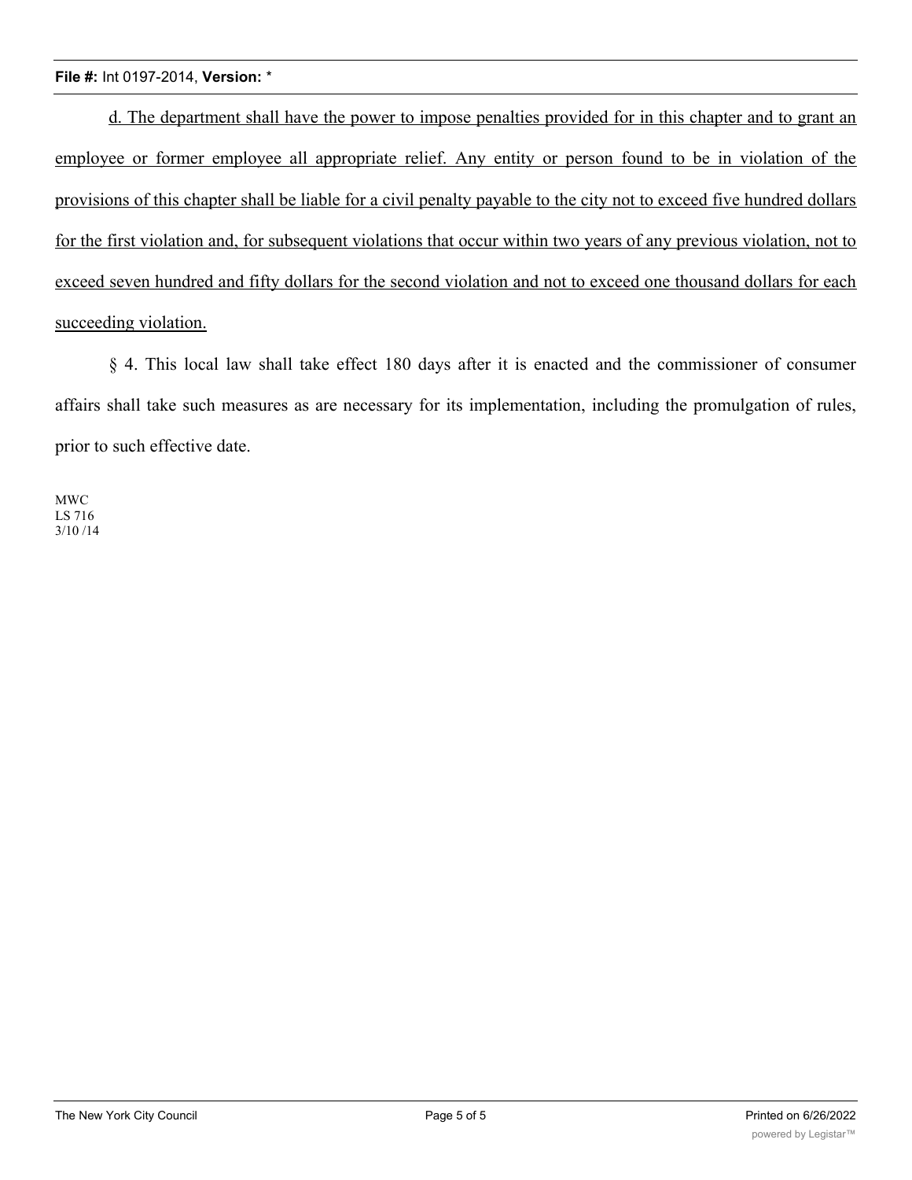d. The department shall have the power to impose penalties provided for in this chapter and to grant an employee or former employee all appropriate relief. Any entity or person found to be in violation of the provisions of this chapter shall be liable for a civil penalty payable to the city not to exceed five hundred dollars for the first violation and, for subsequent violations that occur within two years of any previous violation, not to exceed seven hundred and fifty dollars for the second violation and not to exceed one thousand dollars for each succeeding violation.

§ 4. This local law shall take effect 180 days after it is enacted and the commissioner of consumer affairs shall take such measures as are necessary for its implementation, including the promulgation of rules, prior to such effective date.

MWC
LS 716
3/10 /14